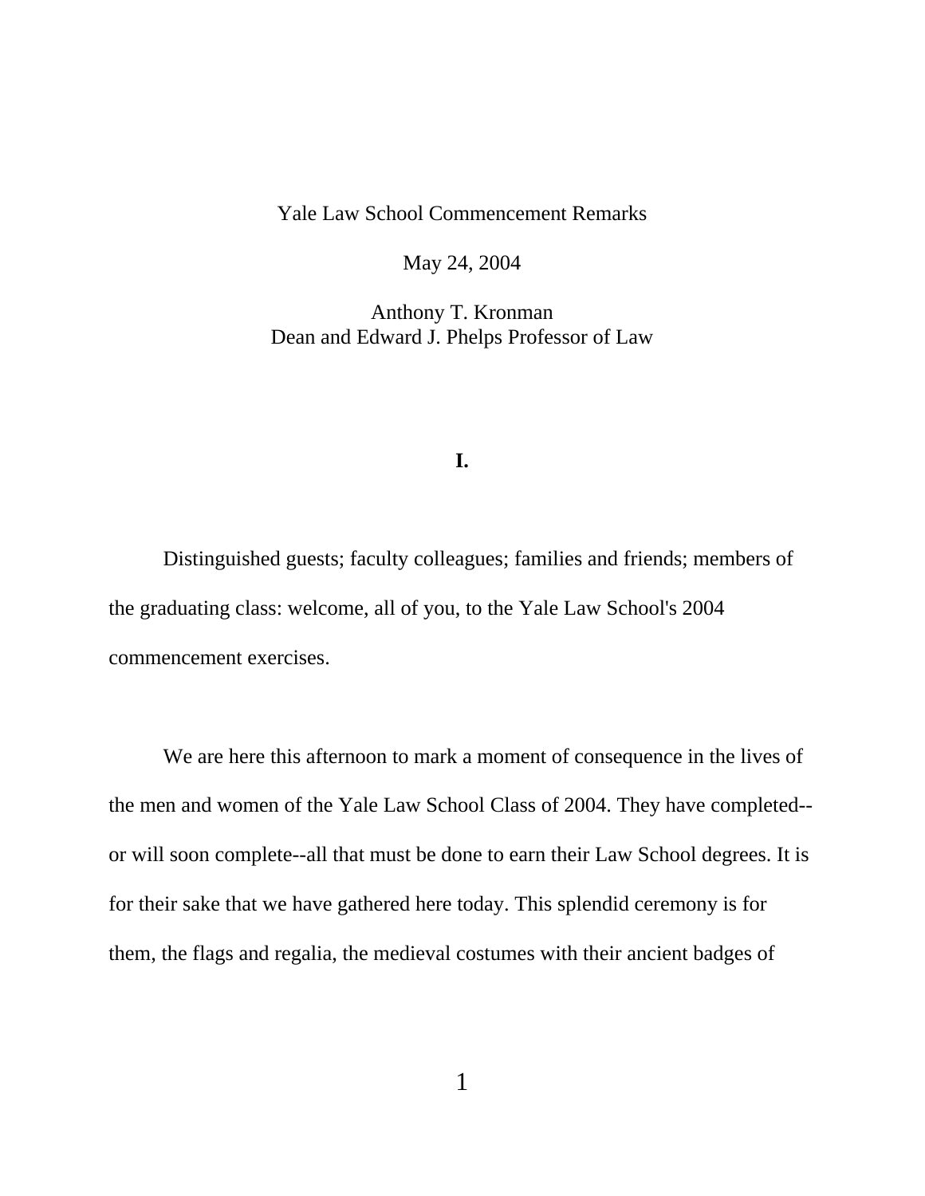# Yale Law School Commencement Remarks

May 24, 2004

Anthony T. Kronman
Dean and Edward J. Phelps Professor of Law

## I.

Distinguished guests; faculty colleagues; families and friends; members of the graduating class: welcome, all of you, to the Yale Law School's 2004 commencement exercises.

We are here this afternoon to mark a moment of consequence in the lives of the men and women of the Yale Law School Class of 2004. They have completed--or will soon complete--all that must be done to earn their Law School degrees. It is for their sake that we have gathered here today. This splendid ceremony is for them, the flags and regalia, the medieval costumes with their ancient badges of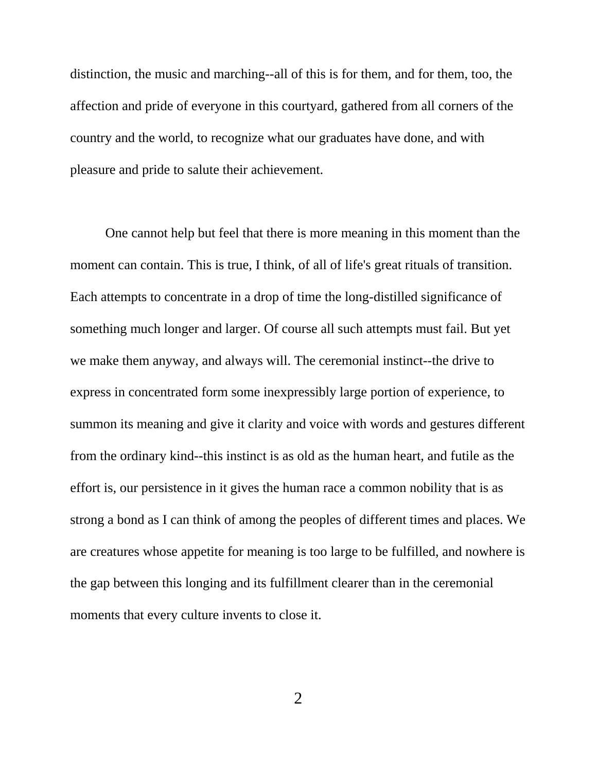distinction, the music and marching--all of this is for them, and for them, too, the affection and pride of everyone in this courtyard, gathered from all corners of the country and the world, to recognize what our graduates have done, and with pleasure and pride to salute their achievement.

One cannot help but feel that there is more meaning in this moment than the moment can contain. This is true, I think, of all of life's great rituals of transition. Each attempts to concentrate in a drop of time the long-distilled significance of something much longer and larger. Of course all such attempts must fail. But yet we make them anyway, and always will. The ceremonial instinct--the drive to express in concentrated form some inexpressibly large portion of experience, to summon its meaning and give it clarity and voice with words and gestures different from the ordinary kind--this instinct is as old as the human heart, and futile as the effort is, our persistence in it gives the human race a common nobility that is as strong a bond as I can think of among the peoples of different times and places. We are creatures whose appetite for meaning is too large to be fulfilled, and nowhere is the gap between this longing and its fulfillment clearer than in the ceremonial moments that every culture invents to close it.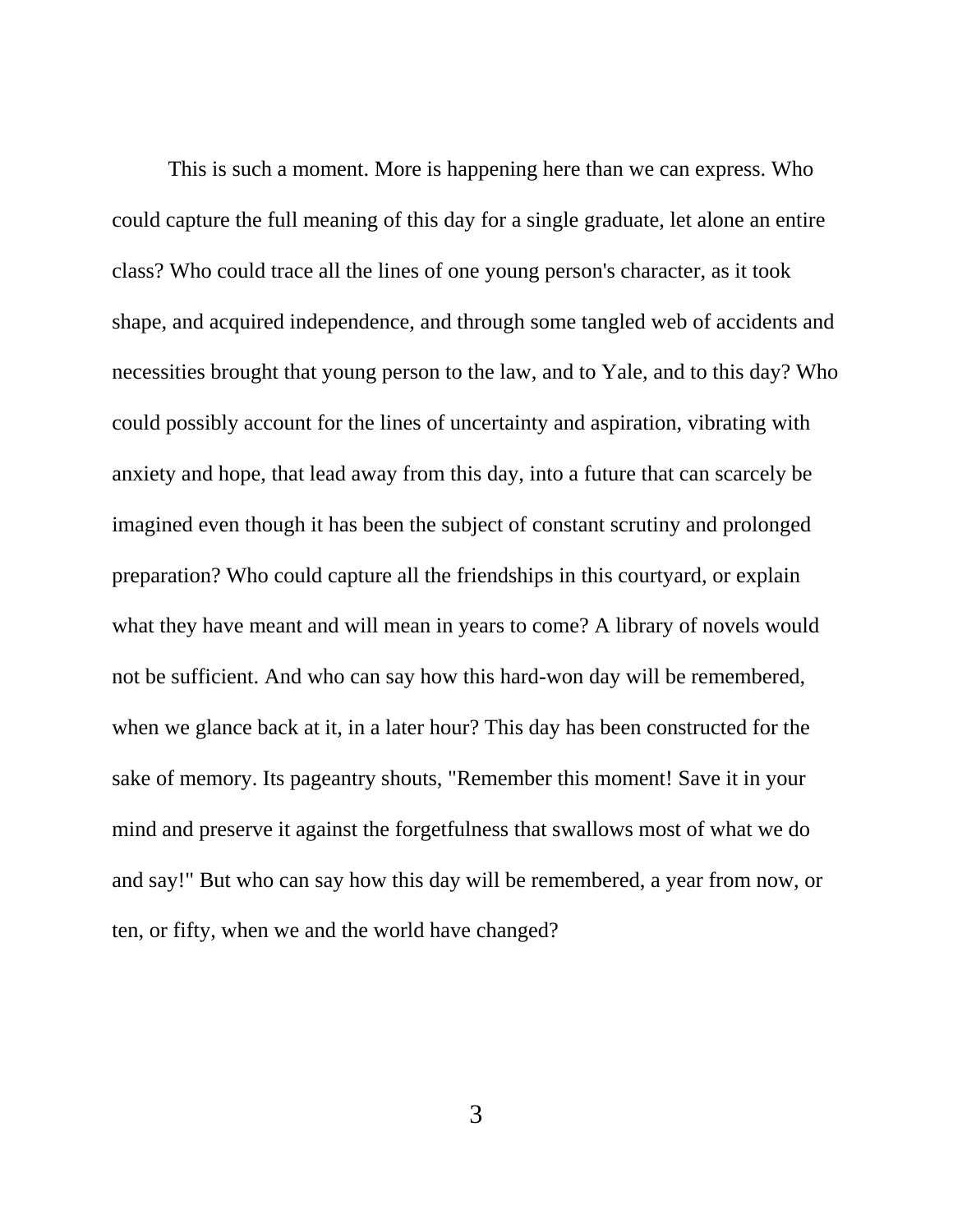This is such a moment. More is happening here than we can express. Who could capture the full meaning of this day for a single graduate, let alone an entire class? Who could trace all the lines of one young person's character, as it took shape, and acquired independence, and through some tangled web of accidents and necessities brought that young person to the law, and to Yale, and to this day? Who could possibly account for the lines of uncertainty and aspiration, vibrating with anxiety and hope, that lead away from this day, into a future that can scarcely be imagined even though it has been the subject of constant scrutiny and prolonged preparation? Who could capture all the friendships in this courtyard, or explain what they have meant and will mean in years to come? A library of novels would not be sufficient. And who can say how this hard-won day will be remembered, when we glance back at it, in a later hour? This day has been constructed for the sake of memory. Its pageantry shouts, "Remember this moment! Save it in your mind and preserve it against the forgetfulness that swallows most of what we do and say!" But who can say how this day will be remembered, a year from now, or ten, or fifty, when we and the world have changed?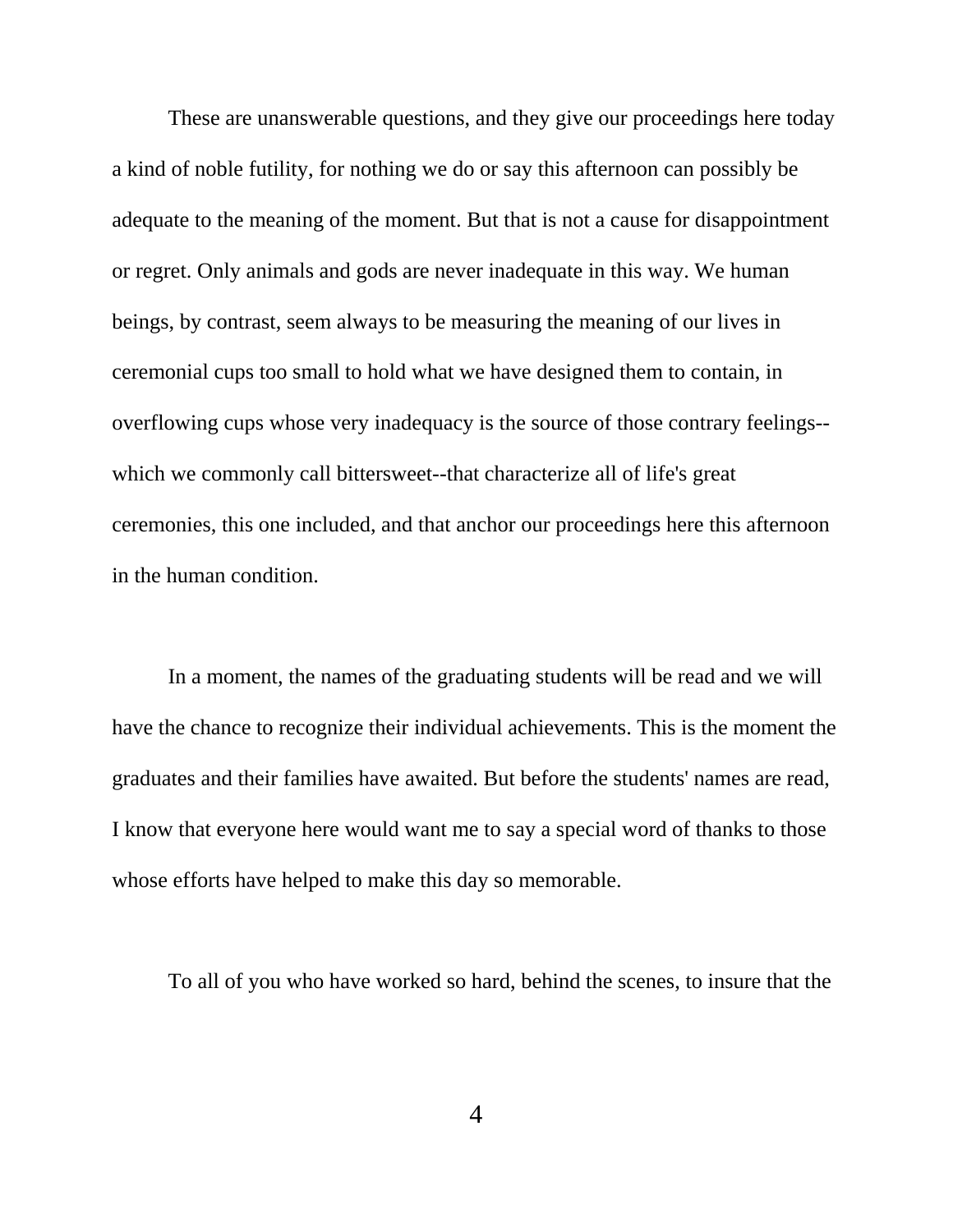These are unanswerable questions, and they give our proceedings here today a kind of noble futility, for nothing we do or say this afternoon can possibly be adequate to the meaning of the moment. But that is not a cause for disappointment or regret. Only animals and gods are never inadequate in this way. We human beings, by contrast, seem always to be measuring the meaning of our lives in ceremonial cups too small to hold what we have designed them to contain, in overflowing cups whose very inadequacy is the source of those contrary feelings--which we commonly call bittersweet--that characterize all of life's great ceremonies, this one included, and that anchor our proceedings here this afternoon in the human condition.

In a moment, the names of the graduating students will be read and we will have the chance to recognize their individual achievements. This is the moment the graduates and their families have awaited. But before the students' names are read, I know that everyone here would want me to say a special word of thanks to those whose efforts have helped to make this day so memorable.

To all of you who have worked so hard, behind the scenes, to insure that the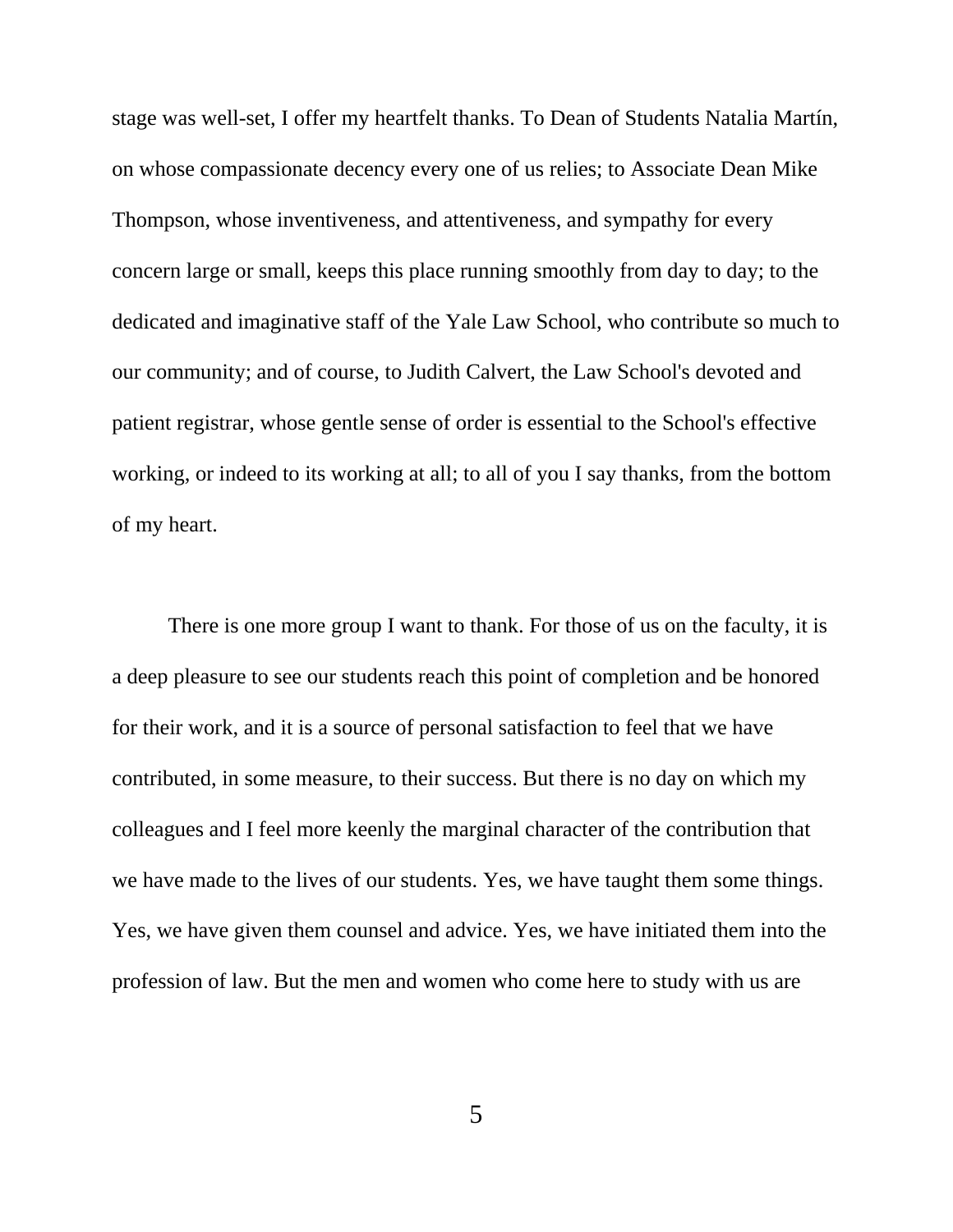stage was well-set, I offer my heartfelt thanks. To Dean of Students Natalia Martín, on whose compassionate decency every one of us relies; to Associate Dean Mike Thompson, whose inventiveness, and attentiveness, and sympathy for every concern large or small, keeps this place running smoothly from day to day; to the dedicated and imaginative staff of the Yale Law School, who contribute so much to our community; and of course, to Judith Calvert, the Law School's devoted and patient registrar, whose gentle sense of order is essential to the School's effective working, or indeed to its working at all; to all of you I say thanks, from the bottom of my heart.

There is one more group I want to thank. For those of us on the faculty, it is a deep pleasure to see our students reach this point of completion and be honored for their work, and it is a source of personal satisfaction to feel that we have contributed, in some measure, to their success. But there is no day on which my colleagues and I feel more keenly the marginal character of the contribution that we have made to the lives of our students. Yes, we have taught them some things. Yes, we have given them counsel and advice. Yes, we have initiated them into the profession of law. But the men and women who come here to study with us are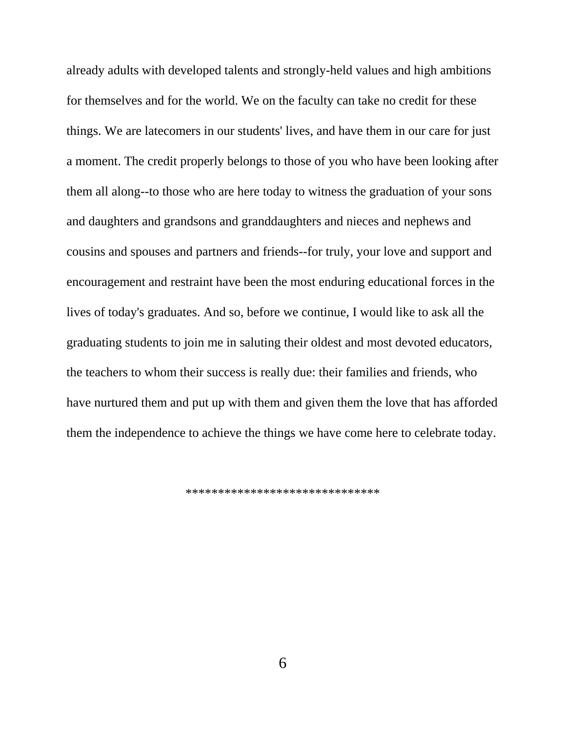already adults with developed talents and strongly-held values and high ambitions for themselves and for the world. We on the faculty can take no credit for these things. We are latecomers in our students' lives, and have them in our care for just a moment. The credit properly belongs to those of you who have been looking after them all along--to those who are here today to witness the graduation of your sons and daughters and grandsons and granddaughters and nieces and nephews and cousins and spouses and partners and friends--for truly, your love and support and encouragement and restraint have been the most enduring educational forces in the lives of today's graduates. And so, before we continue, I would like to ask all the graduating students to join me in saluting their oldest and most devoted educators, the teachers to whom their success is really due: their families and friends, who have nurtured them and put up with them and given them the love that has afforded them the independence to achieve the things we have come here to celebrate today.

******************************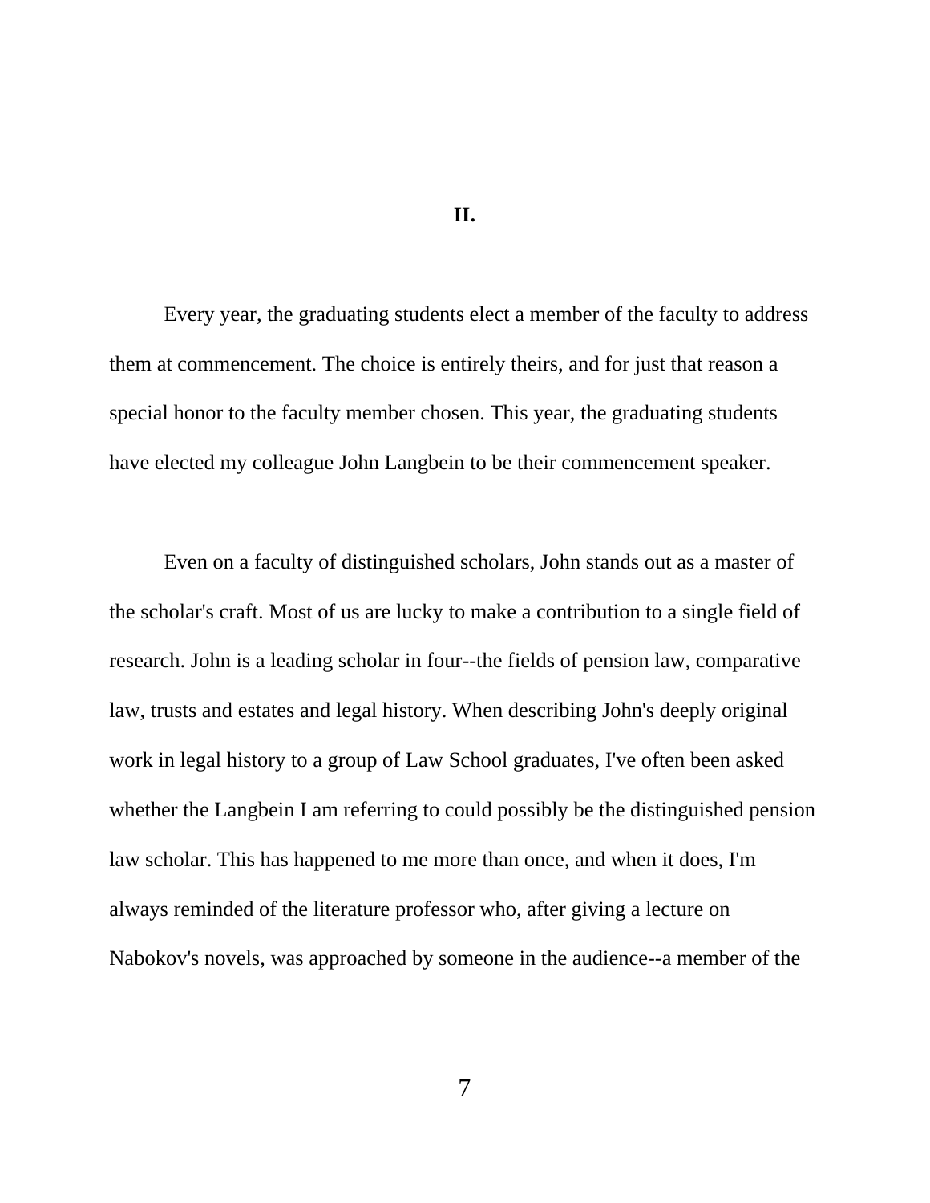## II.

Every year, the graduating students elect a member of the faculty to address them at commencement. The choice is entirely theirs, and for just that reason a special honor to the faculty member chosen. This year, the graduating students have elected my colleague John Langbein to be their commencement speaker.

Even on a faculty of distinguished scholars, John stands out as a master of the scholar's craft. Most of us are lucky to make a contribution to a single field of research. John is a leading scholar in four--the fields of pension law, comparative law, trusts and estates and legal history. When describing John's deeply original work in legal history to a group of Law School graduates, I've often been asked whether the Langbein I am referring to could possibly be the distinguished pension law scholar. This has happened to me more than once, and when it does, I'm always reminded of the literature professor who, after giving a lecture on Nabokov's novels, was approached by someone in the audience--a member of the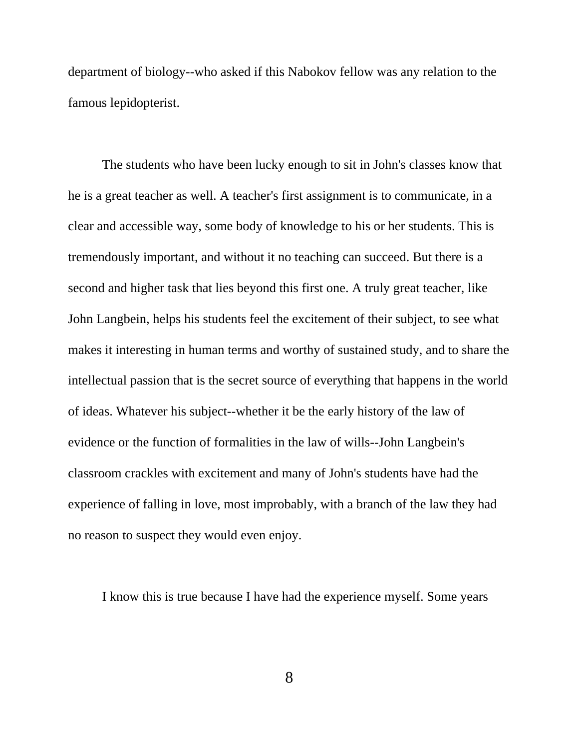department of biology--who asked if this Nabokov fellow was any relation to the famous lepidopterist.

The students who have been lucky enough to sit in John's classes know that he is a great teacher as well. A teacher's first assignment is to communicate, in a clear and accessible way, some body of knowledge to his or her students. This is tremendously important, and without it no teaching can succeed. But there is a second and higher task that lies beyond this first one. A truly great teacher, like John Langbein, helps his students feel the excitement of their subject, to see what makes it interesting in human terms and worthy of sustained study, and to share the intellectual passion that is the secret source of everything that happens in the world of ideas. Whatever his subject--whether it be the early history of the law of evidence or the function of formalities in the law of wills--John Langbein's classroom crackles with excitement and many of John's students have had the experience of falling in love, most improbably, with a branch of the law they had no reason to suspect they would even enjoy.

I know this is true because I have had the experience myself. Some years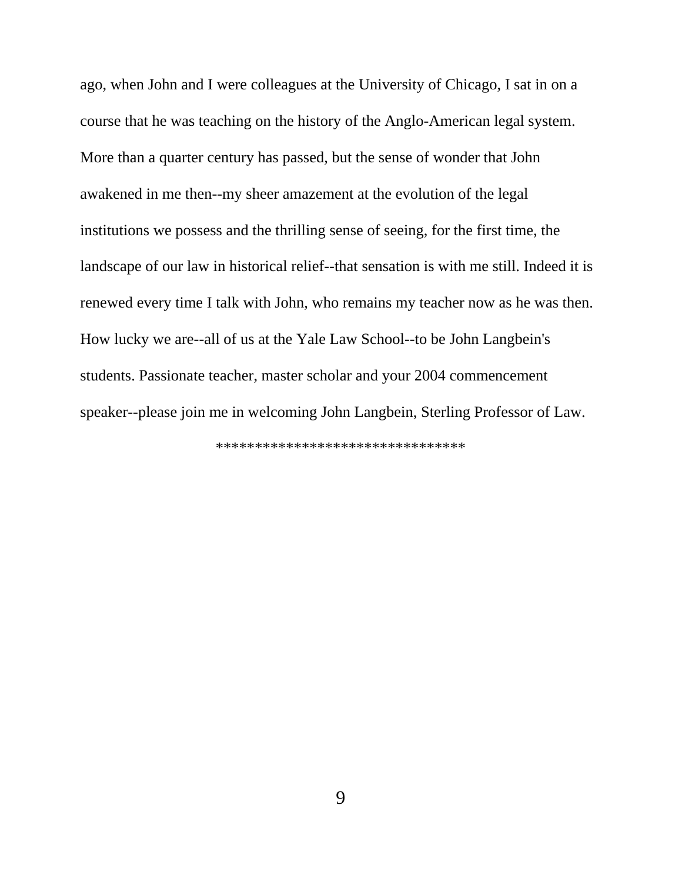ago, when John and I were colleagues at the University of Chicago, I sat in on a course that he was teaching on the history of the Anglo-American legal system. More than a quarter century has passed, but the sense of wonder that John awakened in me then--my sheer amazement at the evolution of the legal institutions we possess and the thrilling sense of seeing, for the first time, the landscape of our law in historical relief--that sensation is with me still. Indeed it is renewed every time I talk with John, who remains my teacher now as he was then. How lucky we are--all of us at the Yale Law School--to be John Langbein's students. Passionate teacher, master scholar and your 2004 commencement speaker--please join me in welcoming John Langbein, Sterling Professor of Law.

********************************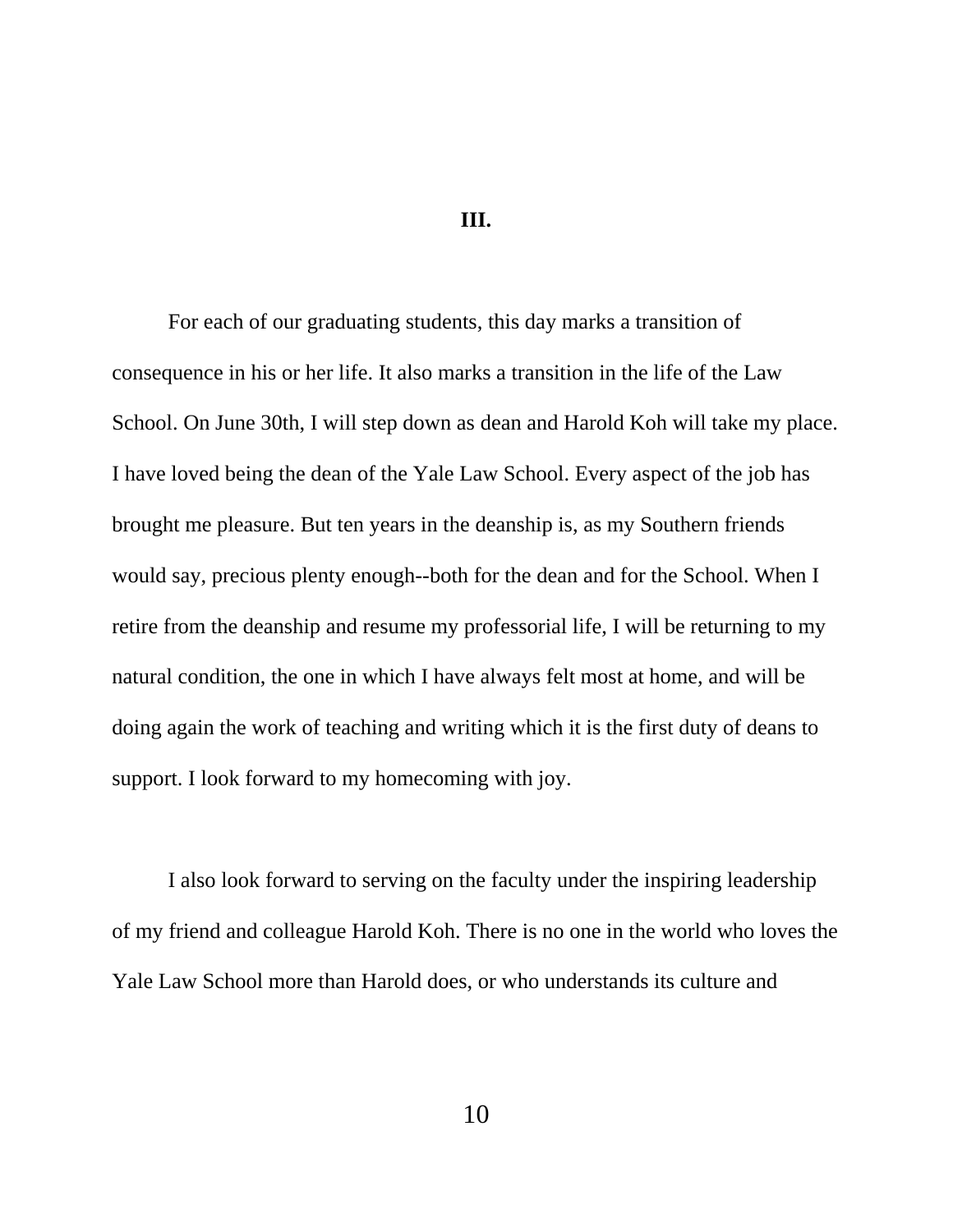## III.

For each of our graduating students, this day marks a transition of consequence in his or her life. It also marks a transition in the life of the Law School. On June 30th, I will step down as dean and Harold Koh will take my place. I have loved being the dean of the Yale Law School. Every aspect of the job has brought me pleasure. But ten years in the deanship is, as my Southern friends would say, precious plenty enough--both for the dean and for the School. When I retire from the deanship and resume my professorial life, I will be returning to my natural condition, the one in which I have always felt most at home, and will be doing again the work of teaching and writing which it is the first duty of deans to support. I look forward to my homecoming with joy.

I also look forward to serving on the faculty under the inspiring leadership of my friend and colleague Harold Koh. There is no one in the world who loves the Yale Law School more than Harold does, or who understands its culture and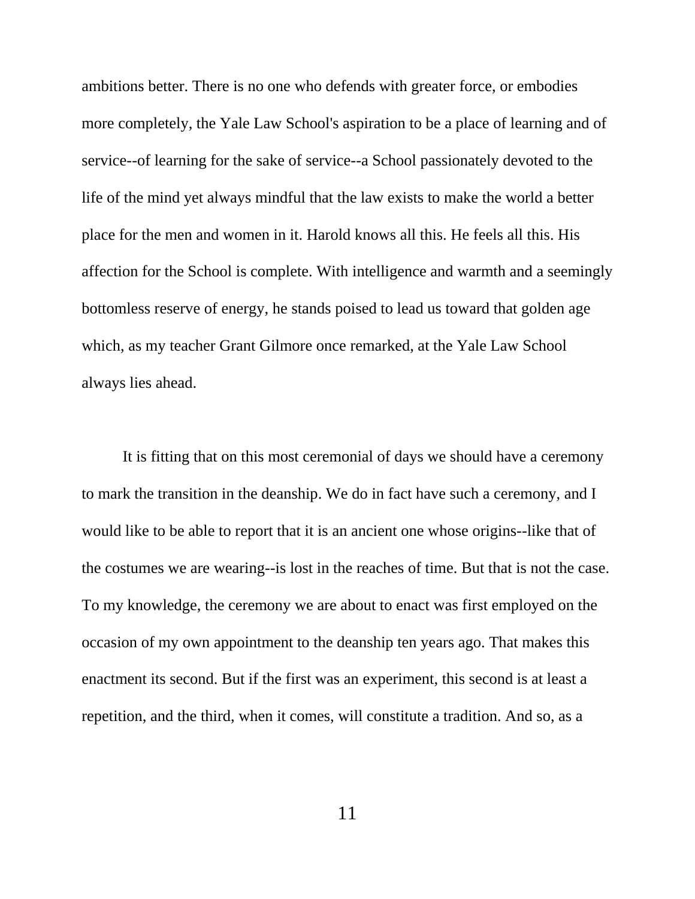ambitions better. There is no one who defends with greater force, or embodies more completely, the Yale Law School's aspiration to be a place of learning and of service--of learning for the sake of service--a School passionately devoted to the life of the mind yet always mindful that the law exists to make the world a better place for the men and women in it. Harold knows all this. He feels all this. His affection for the School is complete. With intelligence and warmth and a seemingly bottomless reserve of energy, he stands poised to lead us toward that golden age which, as my teacher Grant Gilmore once remarked, at the Yale Law School always lies ahead.

It is fitting that on this most ceremonial of days we should have a ceremony to mark the transition in the deanship. We do in fact have such a ceremony, and I would like to be able to report that it is an ancient one whose origins--like that of the costumes we are wearing--is lost in the reaches of time. But that is not the case. To my knowledge, the ceremony we are about to enact was first employed on the occasion of my own appointment to the deanship ten years ago. That makes this enactment its second. But if the first was an experiment, this second is at least a repetition, and the third, when it comes, will constitute a tradition. And so, as a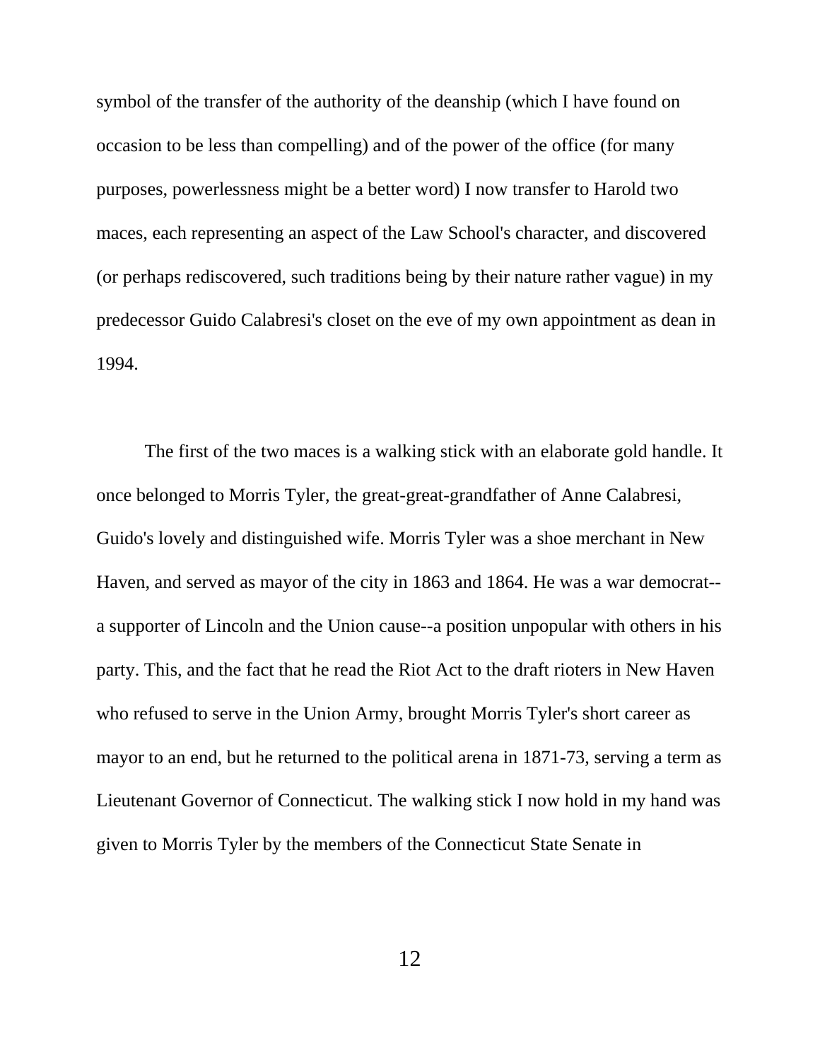symbol of the transfer of the authority of the deanship (which I have found on occasion to be less than compelling) and of the power of the office (for many purposes, powerlessness might be a better word) I now transfer to Harold two maces, each representing an aspect of the Law School's character, and discovered (or perhaps rediscovered, such traditions being by their nature rather vague) in my predecessor Guido Calabresi's closet on the eve of my own appointment as dean in 1994.

The first of the two maces is a walking stick with an elaborate gold handle. It once belonged to Morris Tyler, the great-great-grandfather of Anne Calabresi, Guido's lovely and distinguished wife. Morris Tyler was a shoe merchant in New Haven, and served as mayor of the city in 1863 and 1864. He was a war democrat--a supporter of Lincoln and the Union cause--a position unpopular with others in his party. This, and the fact that he read the Riot Act to the draft rioters in New Haven who refused to serve in the Union Army, brought Morris Tyler's short career as mayor to an end, but he returned to the political arena in 1871-73, serving a term as Lieutenant Governor of Connecticut. The walking stick I now hold in my hand was given to Morris Tyler by the members of the Connecticut State Senate in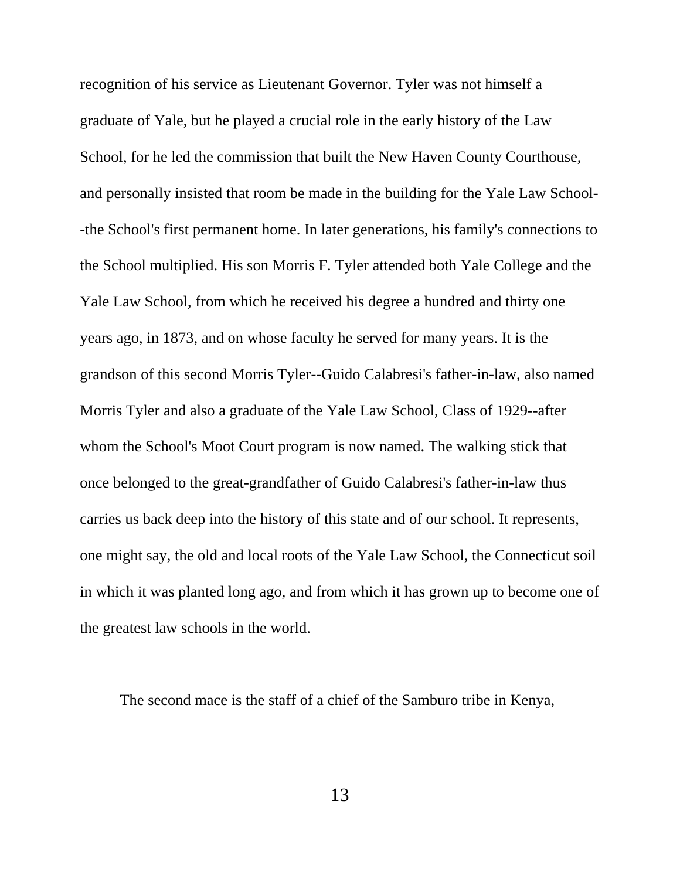recognition of his service as Lieutenant Governor. Tyler was not himself a graduate of Yale, but he played a crucial role in the early history of the Law School, for he led the commission that built the New Haven County Courthouse, and personally insisted that room be made in the building for the Yale Law School--the School's first permanent home. In later generations, his family's connections to the School multiplied. His son Morris F. Tyler attended both Yale College and the Yale Law School, from which he received his degree a hundred and thirty one years ago, in 1873, and on whose faculty he served for many years. It is the grandson of this second Morris Tyler--Guido Calabresi's father-in-law, also named Morris Tyler and also a graduate of the Yale Law School, Class of 1929--after whom the School's Moot Court program is now named. The walking stick that once belonged to the great-grandfather of Guido Calabresi's father-in-law thus carries us back deep into the history of this state and of our school. It represents, one might say, the old and local roots of the Yale Law School, the Connecticut soil in which it was planted long ago, and from which it has grown up to become one of the greatest law schools in the world.

The second mace is the staff of a chief of the Samburo tribe in Kenya,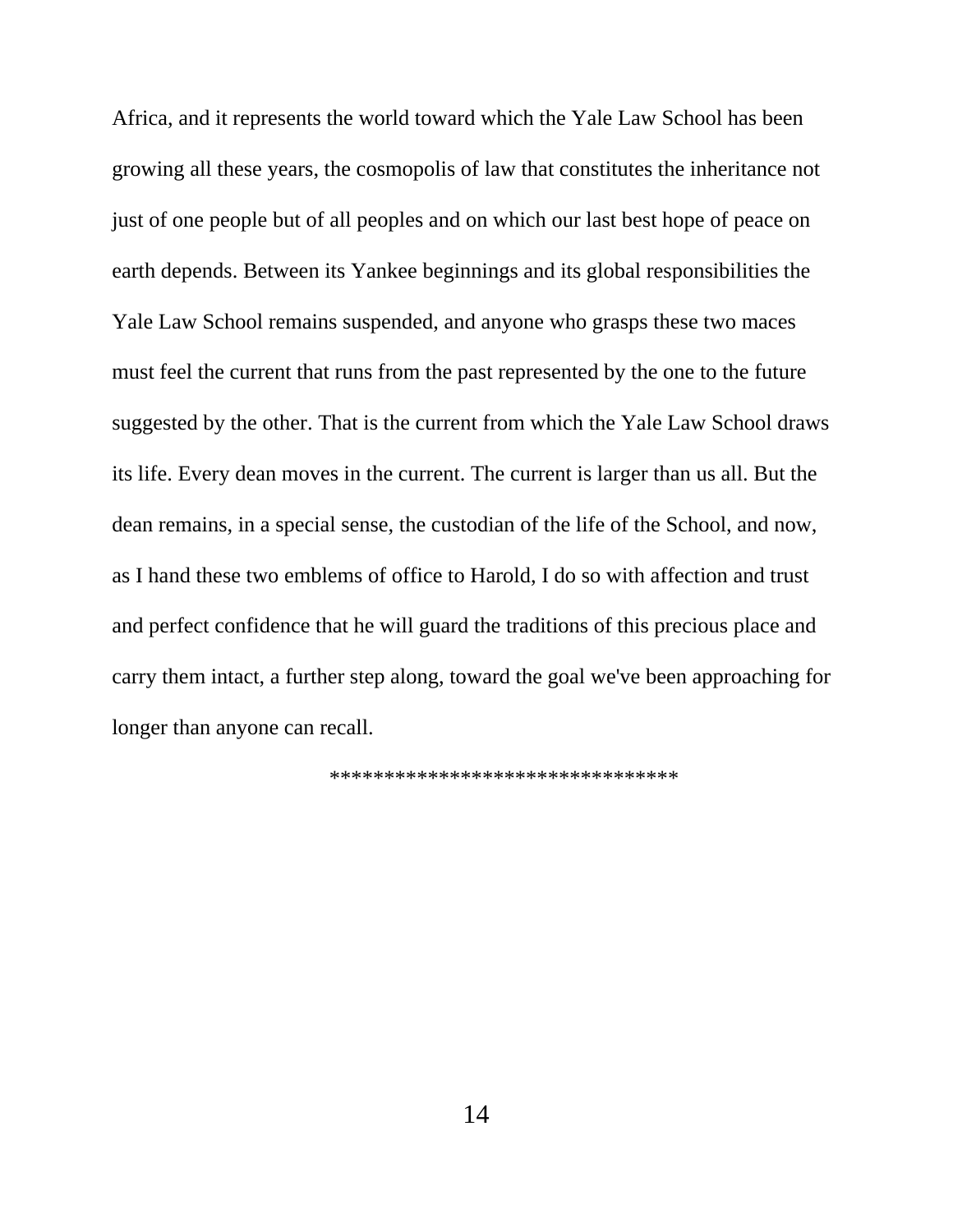Africa, and it represents the world toward which the Yale Law School has been growing all these years, the cosmopolis of law that constitutes the inheritance not just of one people but of all peoples and on which our last best hope of peace on earth depends. Between its Yankee beginnings and its global responsibilities the Yale Law School remains suspended, and anyone who grasps these two maces must feel the current that runs from the past represented by the one to the future suggested by the other. That is the current from which the Yale Law School draws its life. Every dean moves in the current. The current is larger than us all. But the dean remains, in a special sense, the custodian of the life of the School, and now, as I hand these two emblems of office to Harold, I do so with affection and trust and perfect confidence that he will guard the traditions of this precious place and carry them intact, a further step along, toward the goal we've been approaching for longer than anyone can recall.

*******************************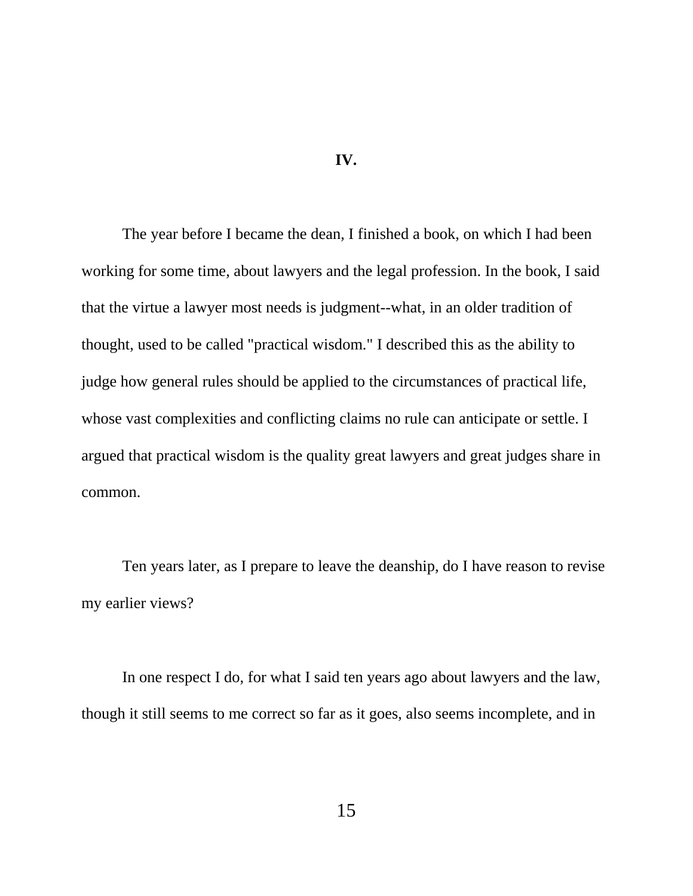## IV.

The year before I became the dean, I finished a book, on which I had been working for some time, about lawyers and the legal profession. In the book, I said that the virtue a lawyer most needs is judgment--what, in an older tradition of thought, used to be called "practical wisdom." I described this as the ability to judge how general rules should be applied to the circumstances of practical life, whose vast complexities and conflicting claims no rule can anticipate or settle. I argued that practical wisdom is the quality great lawyers and great judges share in common.

Ten years later, as I prepare to leave the deanship, do I have reason to revise my earlier views?

In one respect I do, for what I said ten years ago about lawyers and the law, though it still seems to me correct so far as it goes, also seems incomplete, and in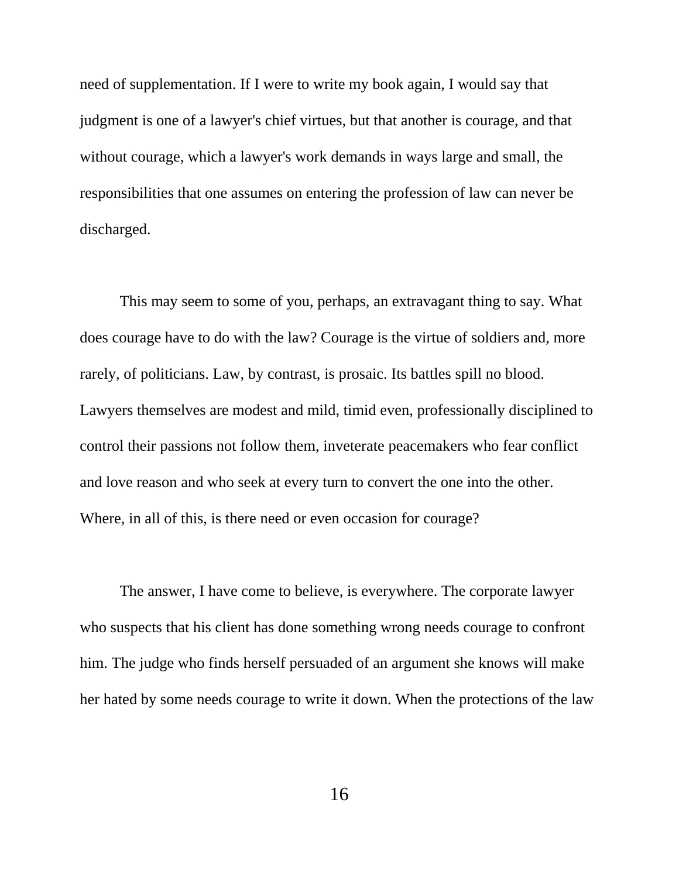need of supplementation. If I were to write my book again, I would say that judgment is one of a lawyer's chief virtues, but that another is courage, and that without courage, which a lawyer's work demands in ways large and small, the responsibilities that one assumes on entering the profession of law can never be discharged.

This may seem to some of you, perhaps, an extravagant thing to say. What does courage have to do with the law? Courage is the virtue of soldiers and, more rarely, of politicians. Law, by contrast, is prosaic. Its battles spill no blood. Lawyers themselves are modest and mild, timid even, professionally disciplined to control their passions not follow them, inveterate peacemakers who fear conflict and love reason and who seek at every turn to convert the one into the other. Where, in all of this, is there need or even occasion for courage?

The answer, I have come to believe, is everywhere. The corporate lawyer who suspects that his client has done something wrong needs courage to confront him. The judge who finds herself persuaded of an argument she knows will make her hated by some needs courage to write it down. When the protections of the law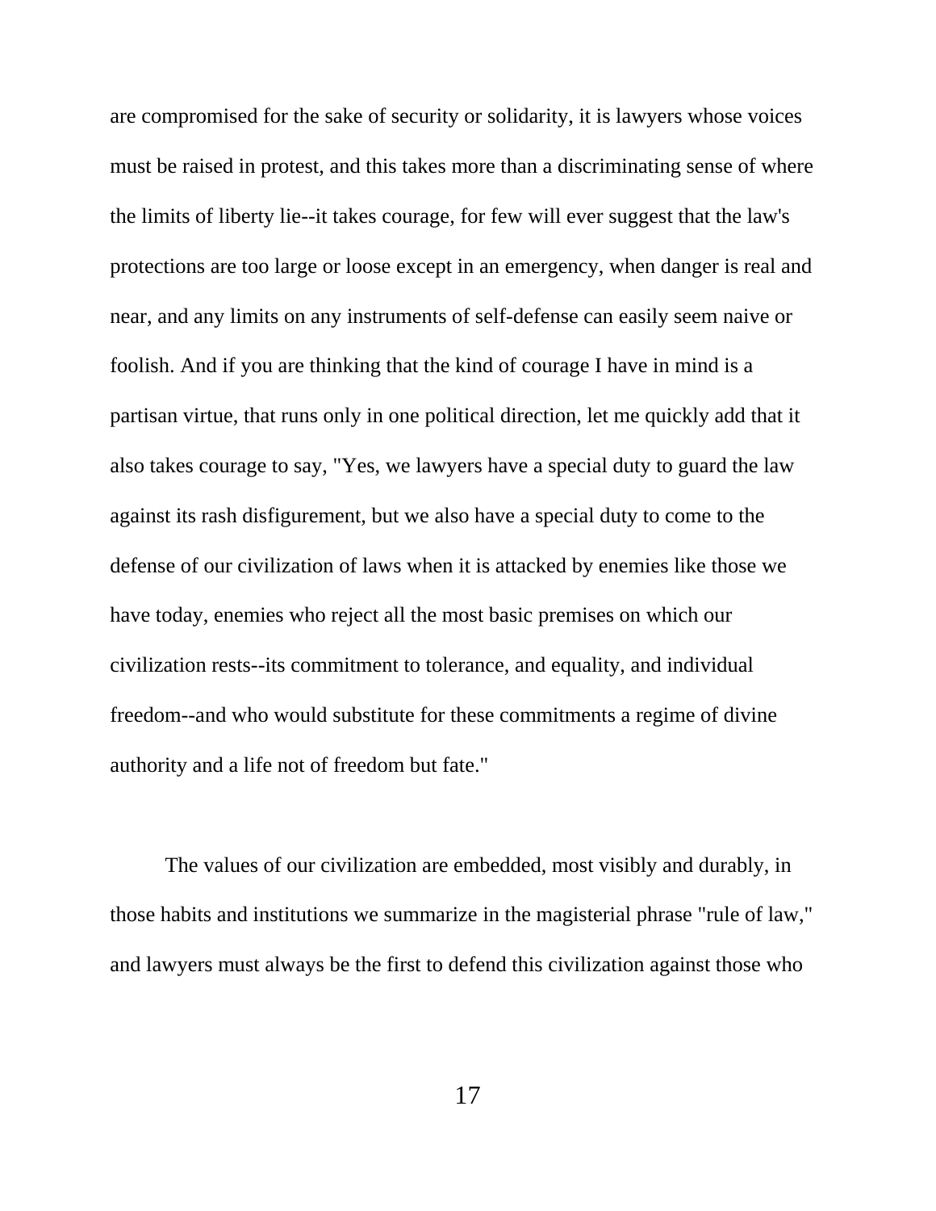are compromised for the sake of security or solidarity, it is lawyers whose voices must be raised in protest, and this takes more than a discriminating sense of where the limits of liberty lie--it takes courage, for few will ever suggest that the law's protections are too large or loose except in an emergency, when danger is real and near, and any limits on any instruments of self-defense can easily seem naive or foolish. And if you are thinking that the kind of courage I have in mind is a partisan virtue, that runs only in one political direction, let me quickly add that it also takes courage to say, "Yes, we lawyers have a special duty to guard the law against its rash disfigurement, but we also have a special duty to come to the defense of our civilization of laws when it is attacked by enemies like those we have today, enemies who reject all the most basic premises on which our civilization rests--its commitment to tolerance, and equality, and individual freedom--and who would substitute for these commitments a regime of divine authority and a life not of freedom but fate."

The values of our civilization are embedded, most visibly and durably, in those habits and institutions we summarize in the magisterial phrase "rule of law," and lawyers must always be the first to defend this civilization against those who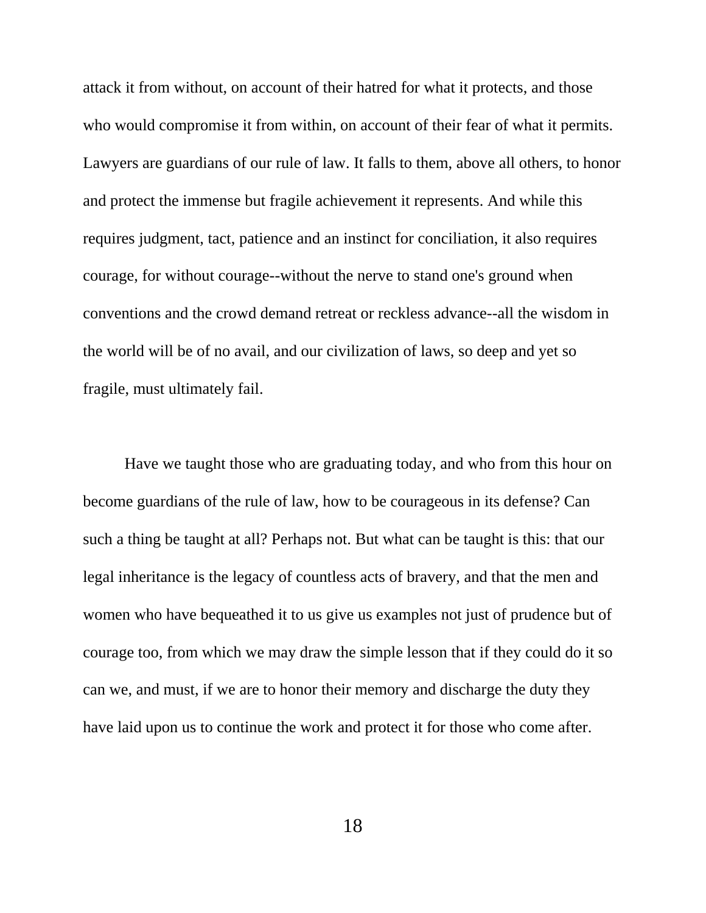attack it from without, on account of their hatred for what it protects, and those who would compromise it from within, on account of their fear of what it permits. Lawyers are guardians of our rule of law. It falls to them, above all others, to honor and protect the immense but fragile achievement it represents. And while this requires judgment, tact, patience and an instinct for conciliation, it also requires courage, for without courage--without the nerve to stand one's ground when conventions and the crowd demand retreat or reckless advance--all the wisdom in the world will be of no avail, and our civilization of laws, so deep and yet so fragile, must ultimately fail.

Have we taught those who are graduating today, and who from this hour on become guardians of the rule of law, how to be courageous in its defense? Can such a thing be taught at all? Perhaps not. But what can be taught is this: that our legal inheritance is the legacy of countless acts of bravery, and that the men and women who have bequeathed it to us give us examples not just of prudence but of courage too, from which we may draw the simple lesson that if they could do it so can we, and must, if we are to honor their memory and discharge the duty they have laid upon us to continue the work and protect it for those who come after.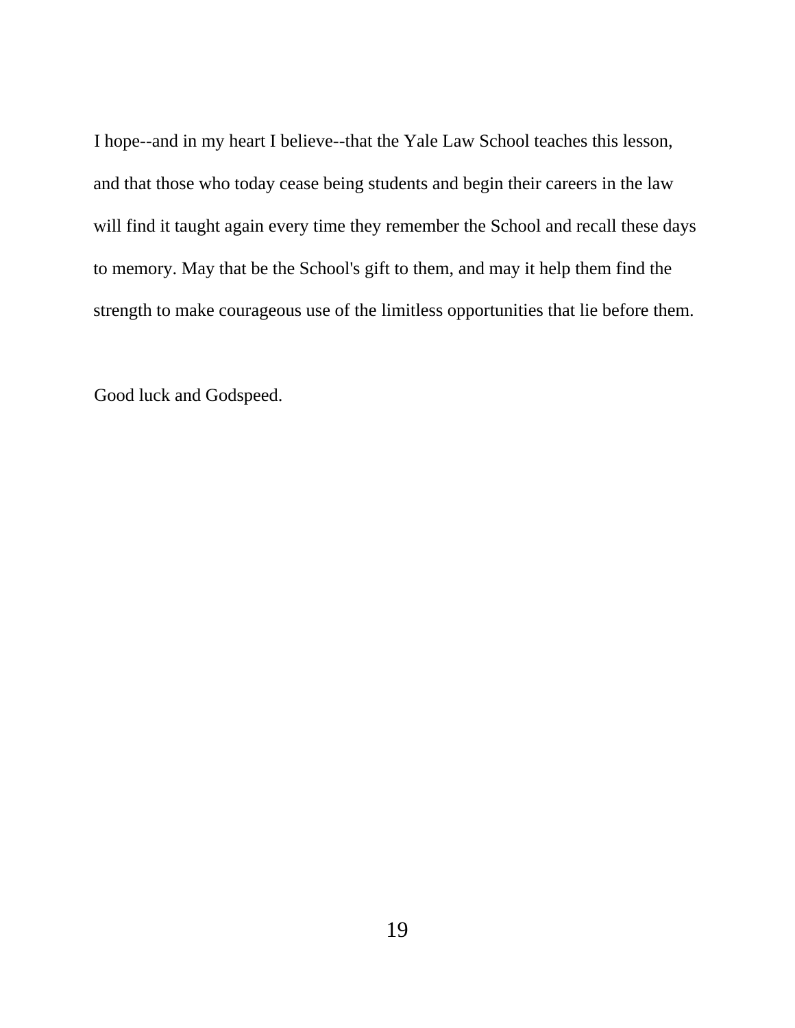I hope--and in my heart I believe--that the Yale Law School teaches this lesson, and that those who today cease being students and begin their careers in the law will find it taught again every time they remember the School and recall these days to memory. May that be the School's gift to them, and may it help them find the strength to make courageous use of the limitless opportunities that lie before them.

Good luck and Godspeed.